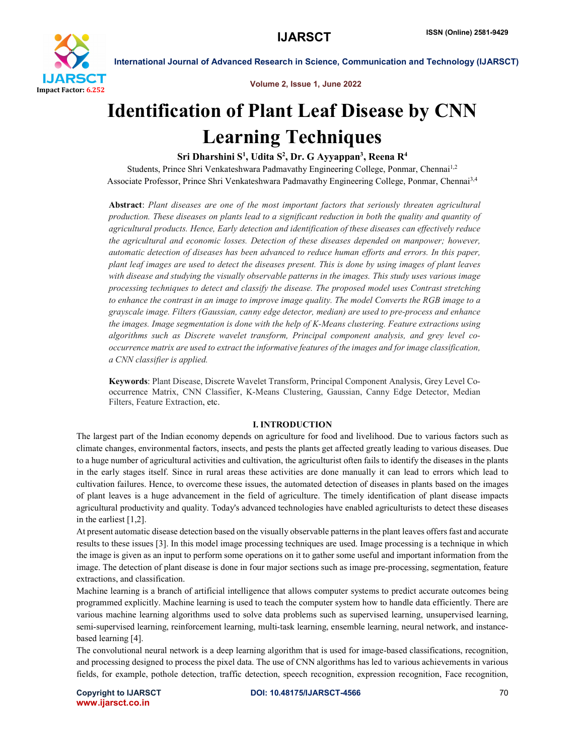# Identification of Plant Leaf Disease by CNN Learning Techniques

**Sri Dharshini S[1], Udita S[2], Dr. G Ayyappan[3], Reena R[4]**

Students, Prince Shri Venkateshwara Padmavathy Engineering College, Ponmar, Chennai[1,2]

Associate Professor, Prince Shri Venkateshwara Padmavathy Engineering College, Ponmar, Chennai[3,4]

**Abstract**: *Plant diseases are one of the most important factors that seriously threaten agricultural production. These diseases on plants lead to a significant reduction in both the quality and quantity of agricultural products. Hence, Early detection and identification of these diseases can effectively reduce the agricultural and economic losses. Detection of these diseases depended on manpower; however, automatic detection of diseases has been advanced to reduce human efforts and errors. In this paper, plant leaf images are used to detect the diseases present. This is done by using images of plant leaves with disease and studying the visually observable patterns in the images. This study uses various image processing techniques to detect and classify the disease. The proposed model uses Contrast stretching to enhance the contrast in an image to improve image quality. The model Converts the RGB image to a grayscale image. Filters (Gaussian, canny edge detector, median) are used to pre-process and enhance the images. Image segmentation is done with the help of K-Means clustering. Feature extractions using algorithms such as Discrete wavelet transform, Principal component analysis, and grey level co-occurrence matrix are used to extract the informative features of the images and for image classification, a CNN classifier is applied.*

**Keywords**: Plant Disease, Discrete Wavelet Transform, Principal Component Analysis, Grey Level Co-occurrence Matrix, CNN Classifier, K-Means Clustering, Gaussian, Canny Edge Detector, Median Filters, Feature Extraction, etc.

## I. INTRODUCTION

The largest part of the Indian economy depends on agriculture for food and livelihood. Due to various factors such as climate changes, environmental factors, insects, and pests the plants get affected greatly leading to various diseases. Due to a huge number of agricultural activities and cultivation, the agriculturist often fails to identify the diseases in the plants in the early stages itself. Since in rural areas these activities are done manually it can lead to errors which lead to cultivation failures. Hence, to overcome these issues, the automated detection of diseases in plants based on the images of plant leaves is a huge advancement in the field of agriculture. The timely identification of plant disease impacts agricultural productivity and quality. Today's advanced technologies have enabled agriculturists to detect these diseases in the earliest [1,2].

At present automatic disease detection based on the visually observable patterns in the plant leaves offers fast and accurate results to these issues [3]. In this model image processing techniques are used. Image processing is a technique in which the image is given as an input to perform some operations on it to gather some useful and important information from the image. The detection of plant disease is done in four major sections such as image pre-processing, segmentation, feature extractions, and classification.

Machine learning is a branch of artificial intelligence that allows computer systems to predict accurate outcomes being programmed explicitly. Machine learning is used to teach the computer system how to handle data efficiently. There are various machine learning algorithms used to solve data problems such as supervised learning, unsupervised learning, semi-supervised learning, reinforcement learning, multi-task learning, ensemble learning, neural network, and instance-based learning [4].

The convolutional neural network is a deep learning algorithm that is used for image-based classifications, recognition, and processing designed to process the pixel data. The use of CNN algorithms has led to various achievements in various fields, for example, pothole detection, traffic detection, speech recognition, expression recognition, Face recognition,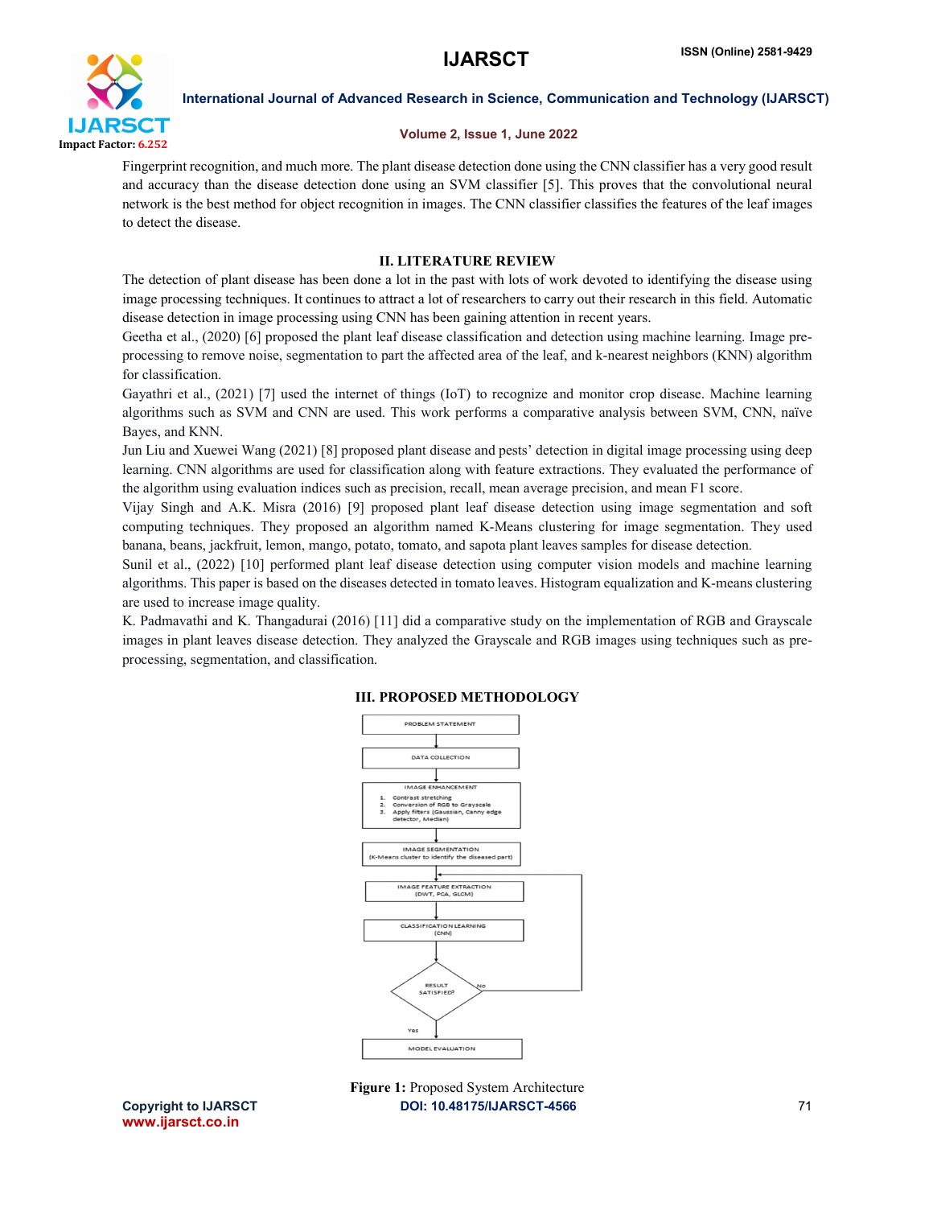Fingerprint recognition, and much more. The plant disease detection done using the CNN classifier has a very good result and accuracy than the disease detection done using an SVM classifier [5]. This proves that the convolutional neural network is the best method for object recognition in images. The CNN classifier classifies the features of the leaf images to detect the disease.

## II. LITERATURE REVIEW

The detection of plant disease has been done a lot in the past with lots of work devoted to identifying the disease using image processing techniques. It continues to attract a lot of researchers to carry out their research in this field. Automatic disease detection in image processing using CNN has been gaining attention in recent years.

Geetha et al., (2020) [6] proposed the plant leaf disease classification and detection using machine learning. Image pre-processing to remove noise, segmentation to part the affected area of the leaf, and k-nearest neighbors (KNN) algorithm for classification.

Gayathri et al., (2021) [7] used the internet of things (IoT) to recognize and monitor crop disease. Machine learning algorithms such as SVM and CNN are used. This work performs a comparative analysis between SVM, CNN, naïve Bayes, and KNN.

Jun Liu and Xuewei Wang (2021) [8] proposed plant disease and pests' detection in digital image processing using deep learning. CNN algorithms are used for classification along with feature extractions. They evaluated the performance of the algorithm using evaluation indices such as precision, recall, mean average precision, and mean F1 score.

Vijay Singh and A.K. Misra (2016) [9] proposed plant leaf disease detection using image segmentation and soft computing techniques. They proposed an algorithm named K-Means clustering for image segmentation. They used banana, beans, jackfruit, lemon, mango, potato, tomato, and sapota plant leaves samples for disease detection.

Sunil et al., (2022) [10] performed plant leaf disease detection using computer vision models and machine learning algorithms. This paper is based on the diseases detected in tomato leaves. Histogram equalization and K-means clustering are used to increase image quality.

K. Padmavathi and K. Thangadurai (2016) [11] did a comparative study on the implementation of RGB and Grayscale images in plant leaves disease detection. They analyzed the Grayscale and RGB images using techniques such as pre-processing, segmentation, and classification.

## III. PROPOSED METHODOLOGY

PROBLEM STATEMENT → DATA COLLECTION → IMAGE ENHANCEMENT (1. Contrast stretching 2. Conversion of RGB to Grayscale 3. Apply filters (Gaussian, Canny edge detector, Median)) → IMAGE SEGMENTATION (K-Means cluster to identify the diseased part) → IMAGE FEATURE EXTRACTION (DWT, PCA, GLCM) → CLASSIFICATION LEARNING (CNN) → RESULT SATISFIED? (No → back to IMAGE FEATURE EXTRACTION; Yes → MODEL EVALUATION)

**Figure 1:** Proposed System Architecture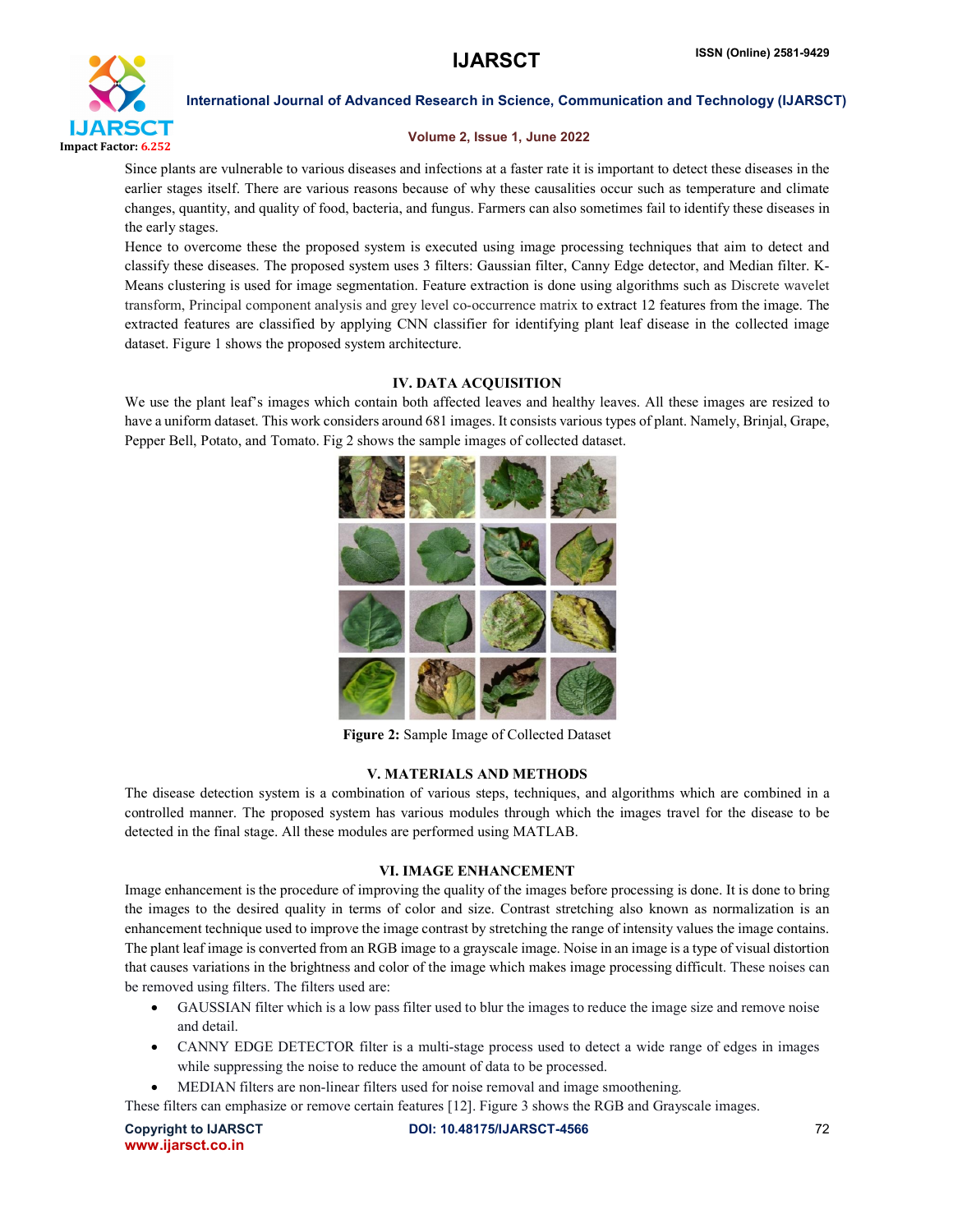Since plants are vulnerable to various diseases and infections at a faster rate it is important to detect these diseases in the earlier stages itself. There are various reasons because of why these causalities occur such as temperature and climate changes, quantity, and quality of food, bacteria, and fungus. Farmers can also sometimes fail to identify these diseases in the early stages.

Hence to overcome these the proposed system is executed using image processing techniques that aim to detect and classify these diseases. The proposed system uses 3 filters: Gaussian filter, Canny Edge detector, and Median filter. K-Means clustering is used for image segmentation. Feature extraction is done using algorithms such as Discrete wavelet transform, Principal component analysis and grey level co-occurrence matrix to extract 12 features from the image. The extracted features are classified by applying CNN classifier for identifying plant leaf disease in the collected image dataset. Figure 1 shows the proposed system architecture.

## IV. DATA ACQUISITION

We use the plant leaf's images which contain both affected leaves and healthy leaves. All these images are resized to have a uniform dataset. This work considers around 681 images. It consists various types of plant. Namely, Brinjal, Grape, Pepper Bell, Potato, and Tomato. Fig 2 shows the sample images of collected dataset.

**Figure 2:** Sample Image of Collected Dataset

## V. MATERIALS AND METHODS

The disease detection system is a combination of various steps, techniques, and algorithms which are combined in a controlled manner. The proposed system has various modules through which the images travel for the disease to be detected in the final stage. All these modules are performed using MATLAB.

## VI. IMAGE ENHANCEMENT

Image enhancement is the procedure of improving the quality of the images before processing is done. It is done to bring the images to the desired quality in terms of color and size. Contrast stretching also known as normalization is an enhancement technique used to improve the image contrast by stretching the range of intensity values the image contains. The plant leaf image is converted from an RGB image to a grayscale image. Noise in an image is a type of visual distortion that causes variations in the brightness and color of the image which makes image processing difficult. These noises can be removed using filters. The filters used are:

- GAUSSIAN filter which is a low pass filter used to blur the images to reduce the image size and remove noise and detail.
- CANNY EDGE DETECTOR filter is a multi-stage process used to detect a wide range of edges in images while suppressing the noise to reduce the amount of data to be processed.
- MEDIAN filters are non-linear filters used for noise removal and image smoothening.

These filters can emphasize or remove certain features [12]. Figure 3 shows the RGB and Grayscale images.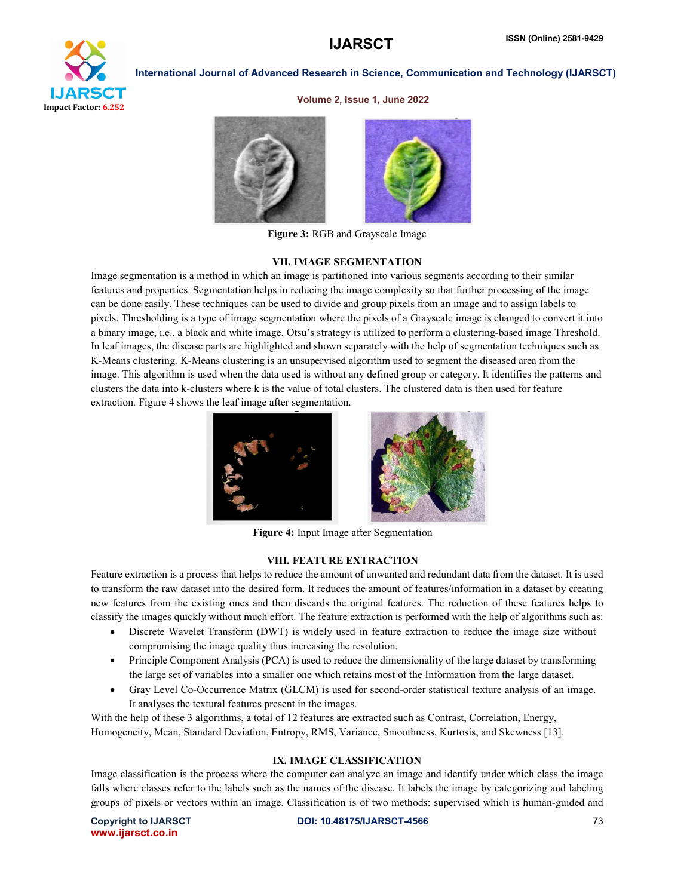**Figure 3:** RGB and Grayscale Image

## VII. IMAGE SEGMENTATION

Image segmentation is a method in which an image is partitioned into various segments according to their similar features and properties. Segmentation helps in reducing the image complexity so that further processing of the image can be done easily. These techniques can be used to divide and group pixels from an image and to assign labels to pixels. Thresholding is a type of image segmentation where the pixels of a Grayscale image is changed to convert it into a binary image, i.e., a black and white image. Otsu's strategy is utilized to perform a clustering-based image Threshold. In leaf images, the disease parts are highlighted and shown separately with the help of segmentation techniques such as K-Means clustering. K-Means clustering is an unsupervised algorithm used to segment the diseased area from the image. This algorithm is used when the data used is without any defined group or category. It identifies the patterns and clusters the data into k-clusters where k is the value of total clusters. The clustered data is then used for feature extraction. Figure 4 shows the leaf image after segmentation.

**Figure 4:** Input Image after Segmentation

## VIII. FEATURE EXTRACTION

Feature extraction is a process that helps to reduce the amount of unwanted and redundant data from the dataset. It is used to transform the raw dataset into the desired form. It reduces the amount of features/information in a dataset by creating new features from the existing ones and then discards the original features. The reduction of these features helps to classify the images quickly without much effort. The feature extraction is performed with the help of algorithms such as:

- Discrete Wavelet Transform (DWT) is widely used in feature extraction to reduce the image size without compromising the image quality thus increasing the resolution.
- Principle Component Analysis (PCA) is used to reduce the dimensionality of the large dataset by transforming the large set of variables into a smaller one which retains most of the Information from the large dataset.
- Gray Level Co-Occurrence Matrix (GLCM) is used for second-order statistical texture analysis of an image. It analyses the textural features present in the images.

With the help of these 3 algorithms, a total of 12 features are extracted such as Contrast, Correlation, Energy, Homogeneity, Mean, Standard Deviation, Entropy, RMS, Variance, Smoothness, Kurtosis, and Skewness [13].

## IX. IMAGE CLASSIFICATION

Image classification is the process where the computer can analyze an image and identify under which class the image falls where classes refer to the labels such as the names of the disease. It labels the image by categorizing and labeling groups of pixels or vectors within an image. Classification is of two methods: supervised which is human-guided and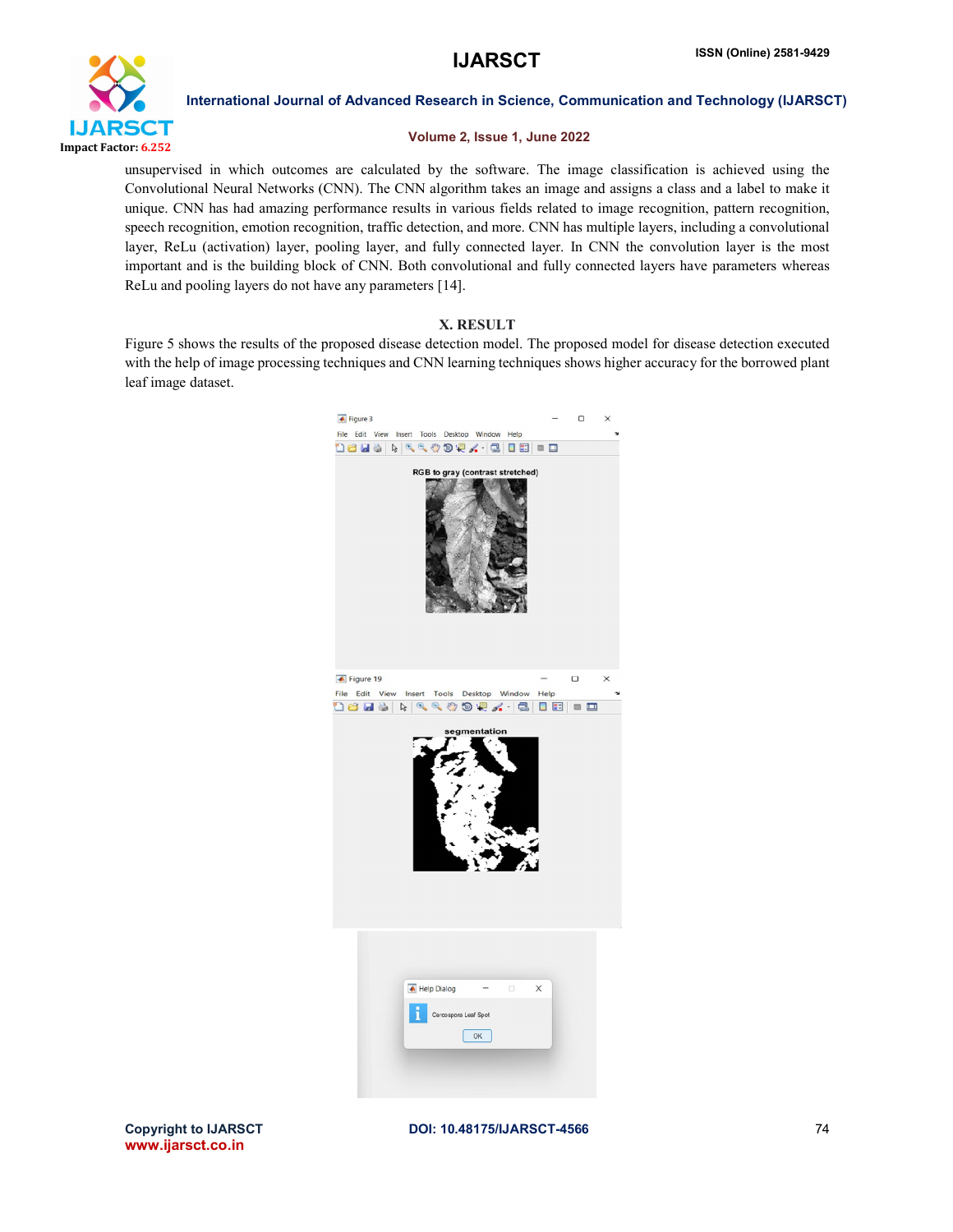unsupervised in which outcomes are calculated by the software. The image classification is achieved using the Convolutional Neural Networks (CNN). The CNN algorithm takes an image and assigns a class and a label to make it unique. CNN has had amazing performance results in various fields related to image recognition, pattern recognition, speech recognition, emotion recognition, traffic detection, and more. CNN has multiple layers, including a convolutional layer, ReLu (activation) layer, pooling layer, and fully connected layer. In CNN the convolution layer is the most important and is the building block of CNN. Both convolutional and fully connected layers have parameters whereas ReLu and pooling layers do not have any parameters [14].

## X. RESULT

Figure 5 shows the results of the proposed disease detection model. The proposed model for disease detection executed with the help of image processing techniques and CNN learning techniques shows higher accuracy for the borrowed plant leaf image dataset.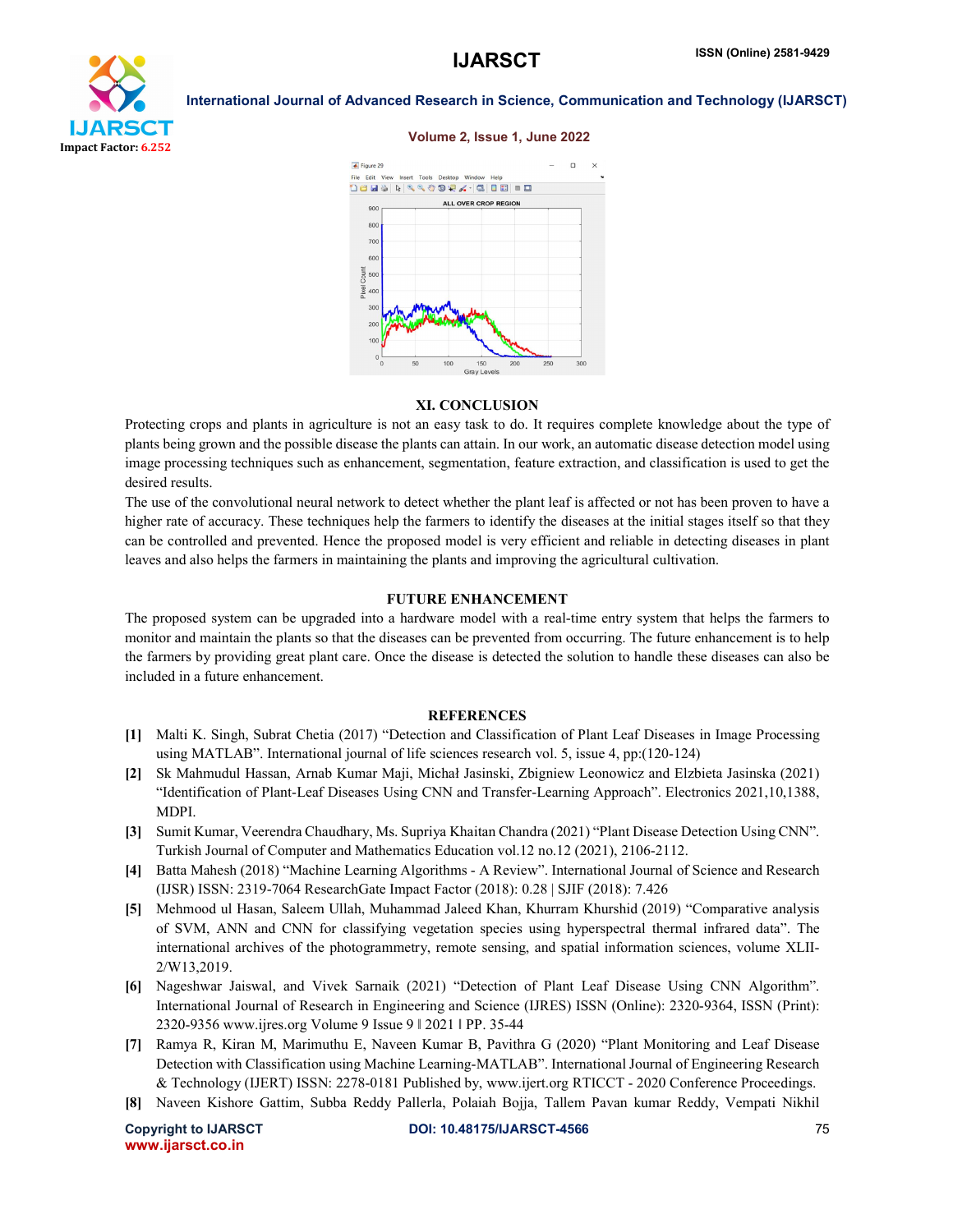## XI. CONCLUSION

Protecting crops and plants in agriculture is not an easy task to do. It requires complete knowledge about the type of plants being grown and the possible disease the plants can attain. In our work, an automatic disease detection model using image processing techniques such as enhancement, segmentation, feature extraction, and classification is used to get the desired results.

The use of the convolutional neural network to detect whether the plant leaf is affected or not has been proven to have a higher rate of accuracy. These techniques help the farmers to identify the diseases at the initial stages itself so that they can be controlled and prevented. Hence the proposed model is very efficient and reliable in detecting diseases in plant leaves and also helps the farmers in maintaining the plants and improving the agricultural cultivation.

## FUTURE ENHANCEMENT

The proposed system can be upgraded into a hardware model with a real-time entry system that helps the farmers to monitor and maintain the plants so that the diseases can be prevented from occurring. The future enhancement is to help the farmers by providing great plant care. Once the disease is detected the solution to handle these diseases can also be included in a future enhancement.

## REFERENCES

- **[1]** Malti K. Singh, Subrat Chetia (2017) "Detection and Classification of Plant Leaf Diseases in Image Processing using MATLAB". International journal of life sciences research vol. 5, issue 4, pp:(120-124)
- **[2]** Sk Mahmudul Hassan, Arnab Kumar Maji, Michał Jasinski, Zbigniew Leonowicz and Elzbieta Jasinska (2021) "Identification of Plant-Leaf Diseases Using CNN and Transfer-Learning Approach". Electronics 2021,10,1388, MDPI.
- **[3]** Sumit Kumar, Veerendra Chaudhary, Ms. Supriya Khaitan Chandra (2021) "Plant Disease Detection Using CNN". Turkish Journal of Computer and Mathematics Education vol.12 no.12 (2021), 2106-2112.
- **[4]** Batta Mahesh (2018) "Machine Learning Algorithms - A Review". International Journal of Science and Research (IJSR) ISSN: 2319-7064 ResearchGate Impact Factor (2018): 0.28 | SJIF (2018): 7.426
- **[5]** Mehmood ul Hasan, Saleem Ullah, Muhammad Jaleed Khan, Khurram Khurshid (2019) "Comparative analysis of SVM, ANN and CNN for classifying vegetation species using hyperspectral thermal infrared data". The international archives of the photogrammetry, remote sensing, and spatial information sciences, volume XLII-2/W13,2019.
- **[6]** Nageshwar Jaiswal, and Vivek Sarnaik (2021) "Detection of Plant Leaf Disease Using CNN Algorithm". International Journal of Research in Engineering and Science (IJRES) ISSN (Online): 2320-9364, ISSN (Print): 2320-9356 www.ijres.org Volume 9 Issue 9 ǁ 2021 ǁ PP. 35-44
- **[7]** Ramya R, Kiran M, Marimuthu E, Naveen Kumar B, Pavithra G (2020) "Plant Monitoring and Leaf Disease Detection with Classification using Machine Learning-MATLAB". International Journal of Engineering Research & Technology (IJERT) ISSN: 2278-0181 Published by, www.ijert.org RTICCT - 2020 Conference Proceedings.
- **[8]** Naveen Kishore Gattim, Subba Reddy Pallerla, Polaiah Bojja, Tallem Pavan kumar Reddy, Vempati Nikhil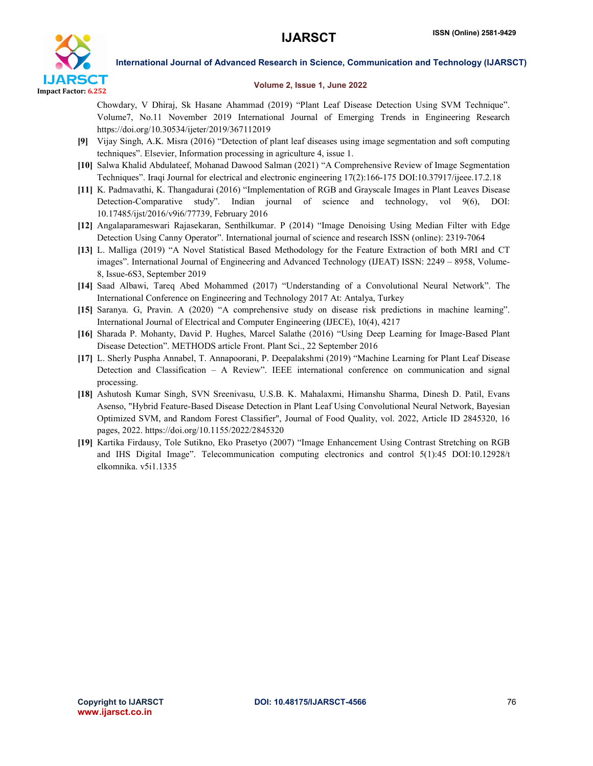Chowdary, V Dhiraj, Sk Hasane Ahammad (2019) "Plant Leaf Disease Detection Using SVM Technique". Volume7, No.11 November 2019 International Journal of Emerging Trends in Engineering Research https://doi.org/10.30534/ijeter/2019/367112019

**[9]** Vijay Singh, A.K. Misra (2016) "Detection of plant leaf diseases using image segmentation and soft computing techniques". Elsevier, Information processing in agriculture 4, issue 1.

**[10]** Salwa Khalid Abdulateef, Mohanad Dawood Salman (2021) "A Comprehensive Review of Image Segmentation Techniques". Iraqi Journal for electrical and electronic engineering 17(2):166-175 DOI:10.37917/ijeee.17.2.18

**[11]** K. Padmavathi, K. Thangadurai (2016) "Implementation of RGB and Grayscale Images in Plant Leaves Disease Detection-Comparative study". Indian journal of science and technology, vol 9(6), DOI: 10.17485/ijst/2016/v9i6/77739, February 2016

**[12]** Angalaparameswari Rajasekaran, Senthilkumar. P (2014) "Image Denoising Using Median Filter with Edge Detection Using Canny Operator". International journal of science and research ISSN (online): 2319-7064

**[13]** L. Malliga (2019) "A Novel Statistical Based Methodology for the Feature Extraction of both MRI and CT images". International Journal of Engineering and Advanced Technology (IJEAT) ISSN: 2249 – 8958, Volume-8, Issue-6S3, September 2019

**[14]** Saad Albawi, Tareq Abed Mohammed (2017) "Understanding of a Convolutional Neural Network". The International Conference on Engineering and Technology 2017 At: Antalya, Turkey

**[15]** Saranya. G, Pravin. A (2020) "A comprehensive study on disease risk predictions in machine learning". International Journal of Electrical and Computer Engineering (IJECE), 10(4), 4217

**[16]** Sharada P. Mohanty, David P. Hughes, Marcel Salathe (2016) "Using Deep Learning for Image-Based Plant Disease Detection". METHODS article Front. Plant Sci., 22 September 2016

**[17]** L. Sherly Puspha Annabel, T. Annapoorani, P. Deepalakshmi (2019) "Machine Learning for Plant Leaf Disease Detection and Classification – A Review". IEEE international conference on communication and signal processing.

**[18]** Ashutosh Kumar Singh, SVN Sreenivasu, U.S.B. K. Mahalaxmi, Himanshu Sharma, Dinesh D. Patil, Evans Asenso, "Hybrid Feature-Based Disease Detection in Plant Leaf Using Convolutional Neural Network, Bayesian Optimized SVM, and Random Forest Classifier", Journal of Food Quality, vol. 2022, Article ID 2845320, 16 pages, 2022. https://doi.org/10.1155/2022/2845320

**[19]** Kartika Firdausy, Tole Sutikno, Eko Prasetyo (2007) "Image Enhancement Using Contrast Stretching on RGB and IHS Digital Image". Telecommunication computing electronics and control 5(1):45 DOI:10.12928/telkomnika. v5i1.1335